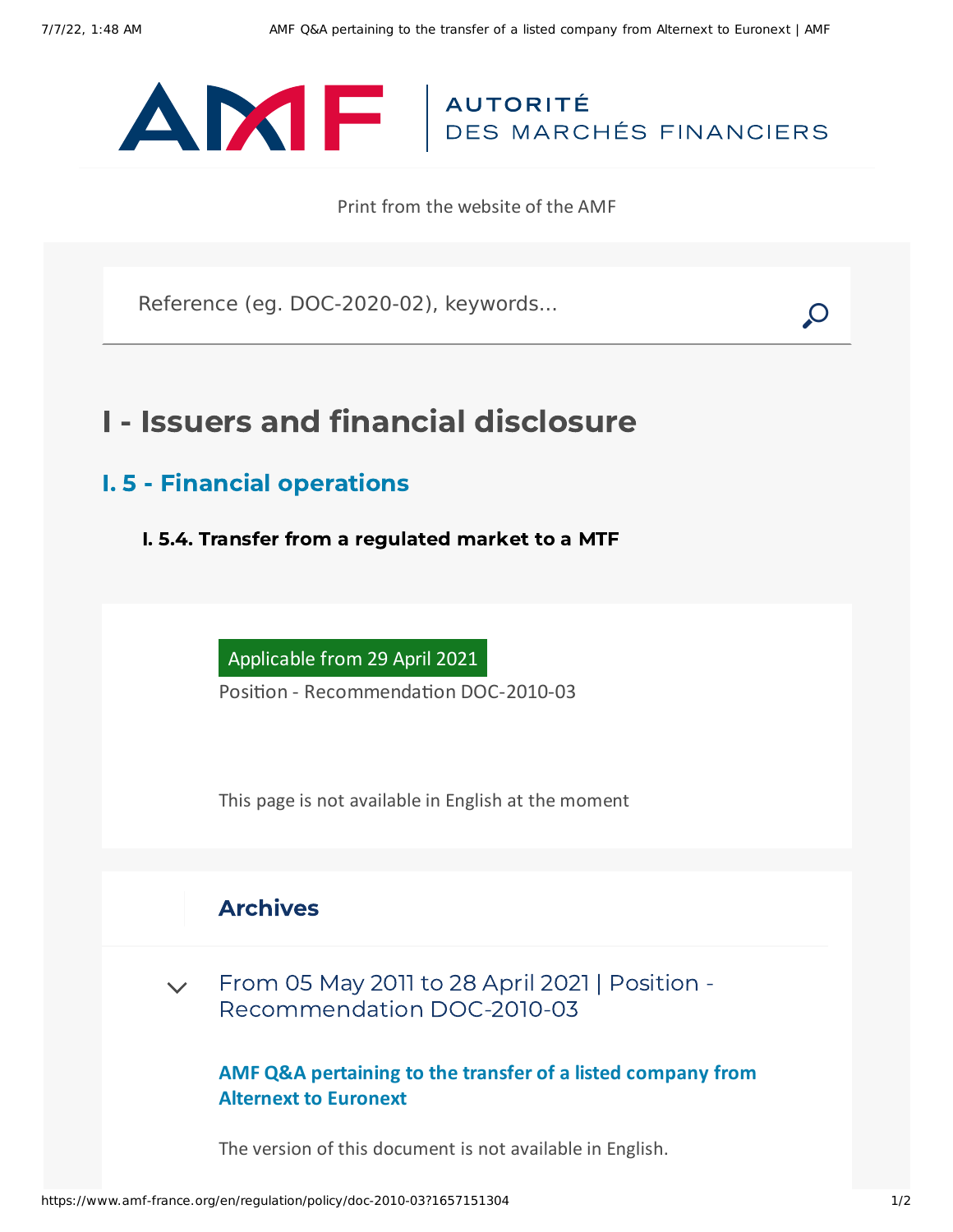Print from the website of the AMF

Reference (eg. DOC-2020-02), keywords...

# I - Issuers and financial disclosure

## I. 5 - Financial operations

### I. 5.4. Transfer from a regulated market to a MTF

Applicable from 29 April 2021

Position - Recommendation DOC-2010-03

This page is not available in English at the moment

## Archives

From 05 May 2011 to 28 April 2021 | Position - Recommendation DOC-2010-03

**AMF Q&A pertaining to the transfer of a listed company from Alternext to Euronext**

The version of this document is not available in English.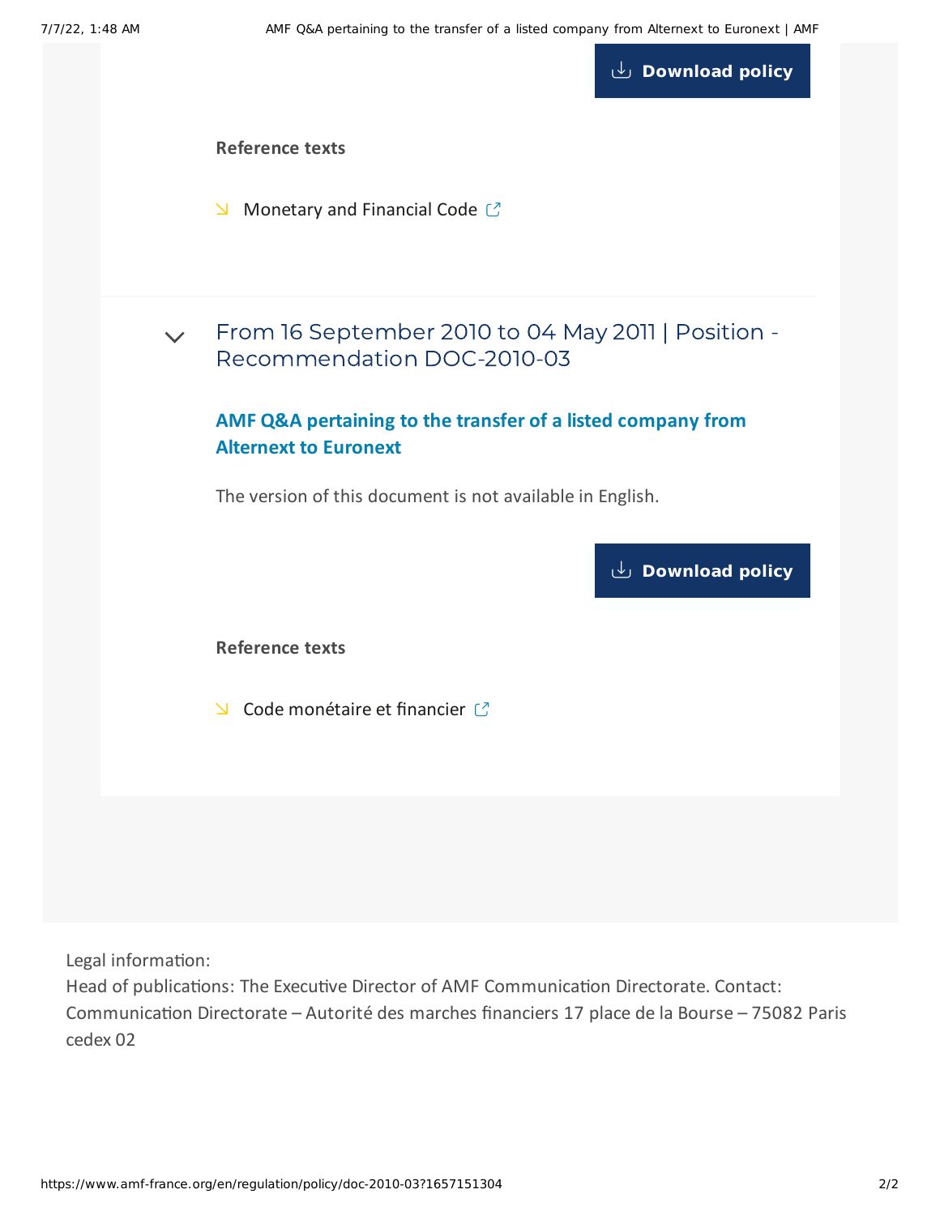Download policy

**Reference texts**

- Monetary and Financial Code

## From 16 September 2010 to 04 May 2011 | Position - Recommendation DOC-2010-03

### AMF Q&A pertaining to the transfer of a listed company from Alternext to Euronext

The version of this document is not available in English.

Download policy

**Reference texts**

- Code monétaire et financier

Legal information:
Head of publications: The Executive Director of AMF Communication Directorate. Contact: Communication Directorate – Autorité des marches financiers 17 place de la Bourse – 75082 Paris cedex 02